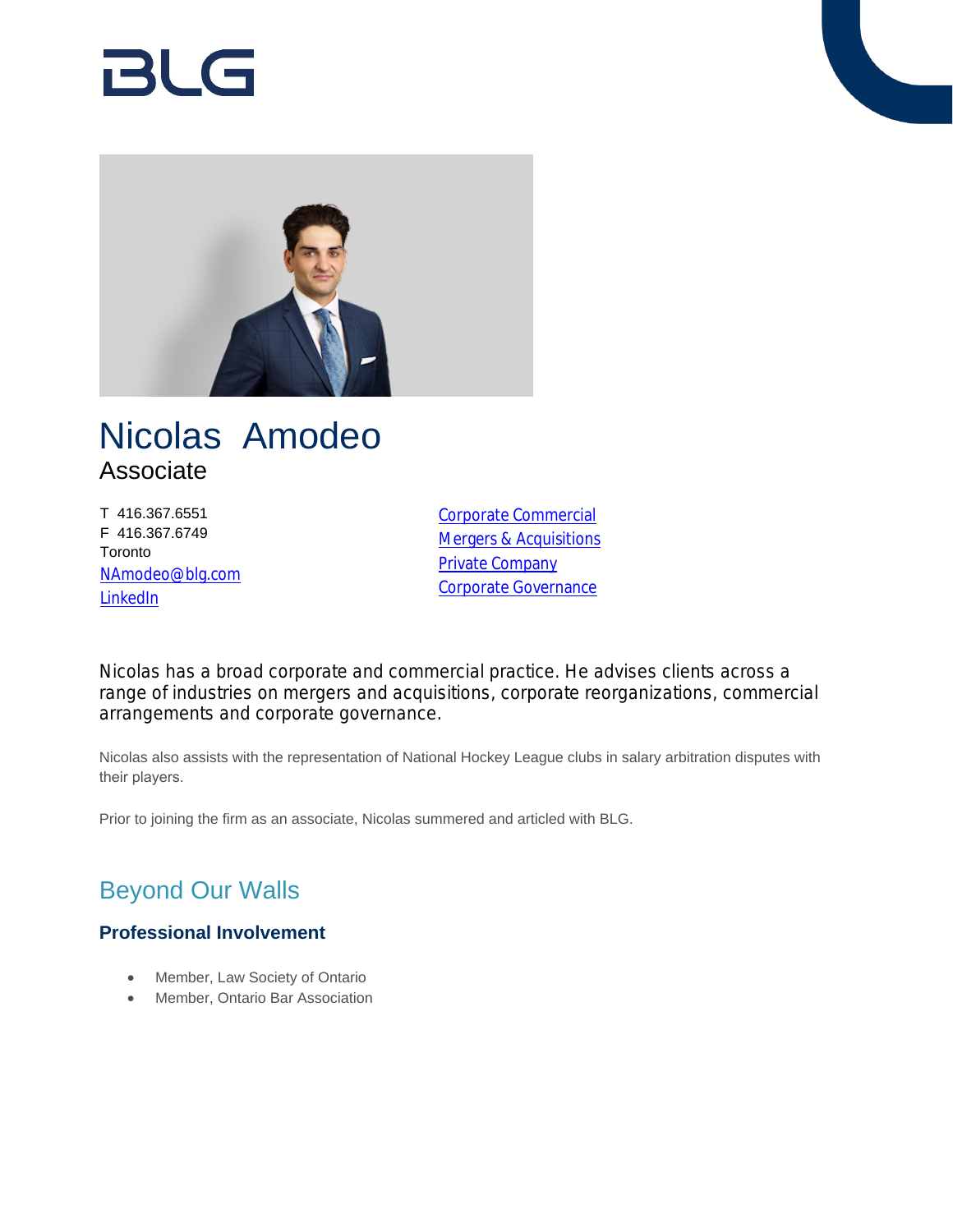BLG

# Nicolas Amodeo

Associate

T 416.367.6551
F 416.367.6749
Toronto
[NAmodeo@blg.com](mailto:NAmodeo@blg.com)
LinkedIn

- Corporate Commercial
- Mergers & Acquisitions
- Private Company
- Corporate Governance

Nicolas has a broad corporate and commercial practice. He advises clients across a range of industries on mergers and acquisitions, corporate reorganizations, commercial arrangements and corporate governance.

Nicolas also assists with the representation of National Hockey League clubs in salary arbitration disputes with their players.

Prior to joining the firm as an associate, Nicolas summered and articled with BLG.

## Beyond Our Walls

### Professional Involvement

- Member, Law Society of Ontario
- Member, Ontario Bar Association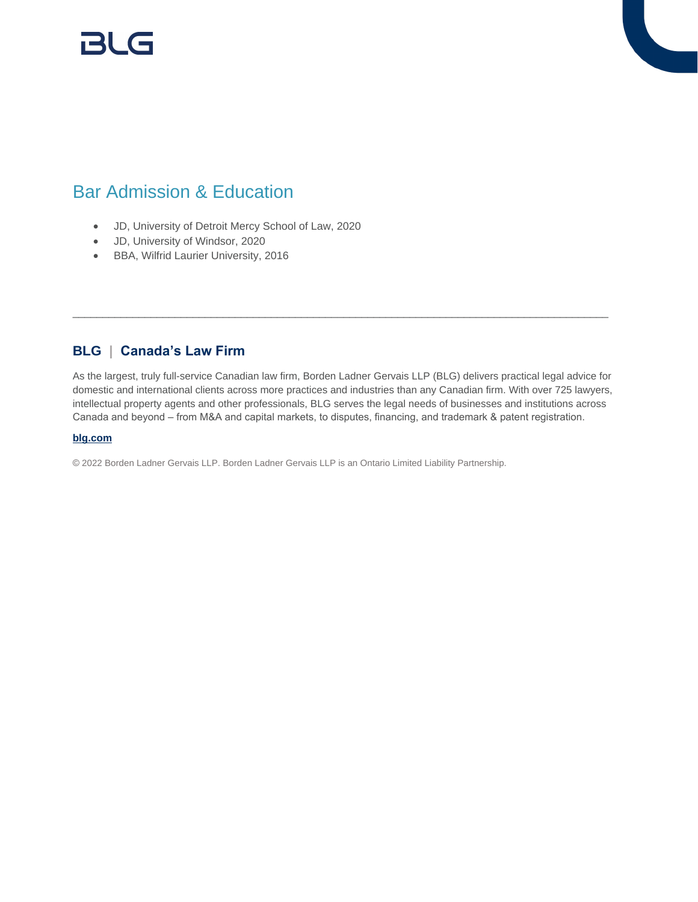## Bar Admission & Education

- JD, University of Detroit Mercy School of Law, 2020
- JD, University of Windsor, 2020
- BBA, Wilfrid Laurier University, 2016

---

### BLG | Canada's Law Firm

As the largest, truly full-service Canadian law firm, Borden Ladner Gervais LLP (BLG) delivers practical legal advice for domestic and international clients across more practices and industries than any Canadian firm. With over 725 lawyers, intellectual property agents and other professionals, BLG serves the legal needs of businesses and institutions across Canada and beyond – from M&A and capital markets, to disputes, financing, and trademark & patent registration.

**blg.com**

© 2022 Borden Ladner Gervais LLP. Borden Ladner Gervais LLP is an Ontario Limited Liability Partnership.